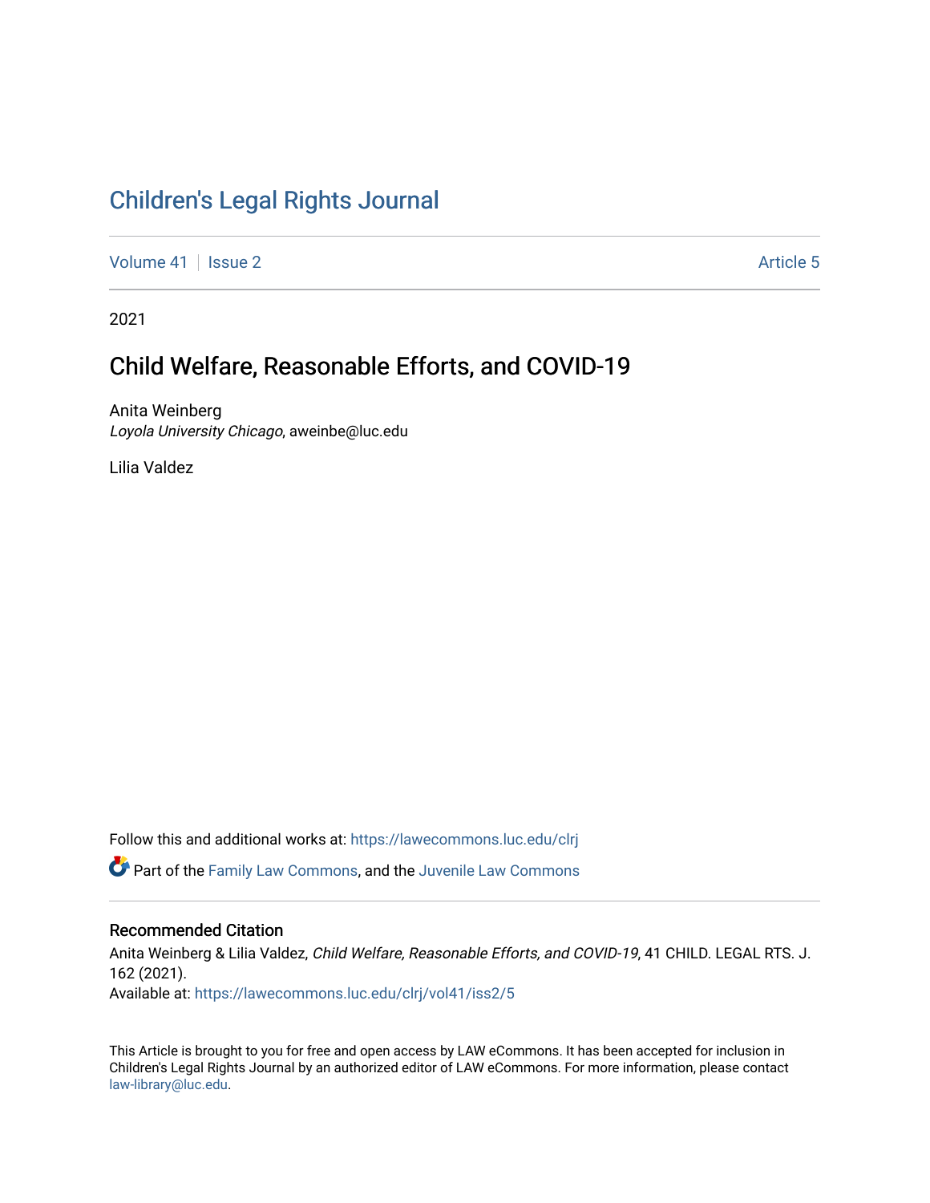# Children's Legal Rights Journal

Volume 41 | Issue 2 | Article 5

2021

## Child Welfare, Reasonable Efforts, and COVID-19

Anita Weinberg
*Loyola University Chicago*, aweinbe@luc.edu

Lilia Valdez

Follow this and additional works at: https://lawecommons.luc.edu/clrj

Part of the Family Law Commons, and the Juvenile Law Commons

### Recommended Citation

Anita Weinberg & Lilia Valdez, *Child Welfare, Reasonable Efforts, and COVID-19*, 41 CHILD. LEGAL RTS. J. 162 (2021).
Available at: https://lawecommons.luc.edu/clrj/vol41/iss2/5

This Article is brought to you for free and open access by LAW eCommons. It has been accepted for inclusion in Children's Legal Rights Journal by an authorized editor of LAW eCommons. For more information, please contact law-library@luc.edu.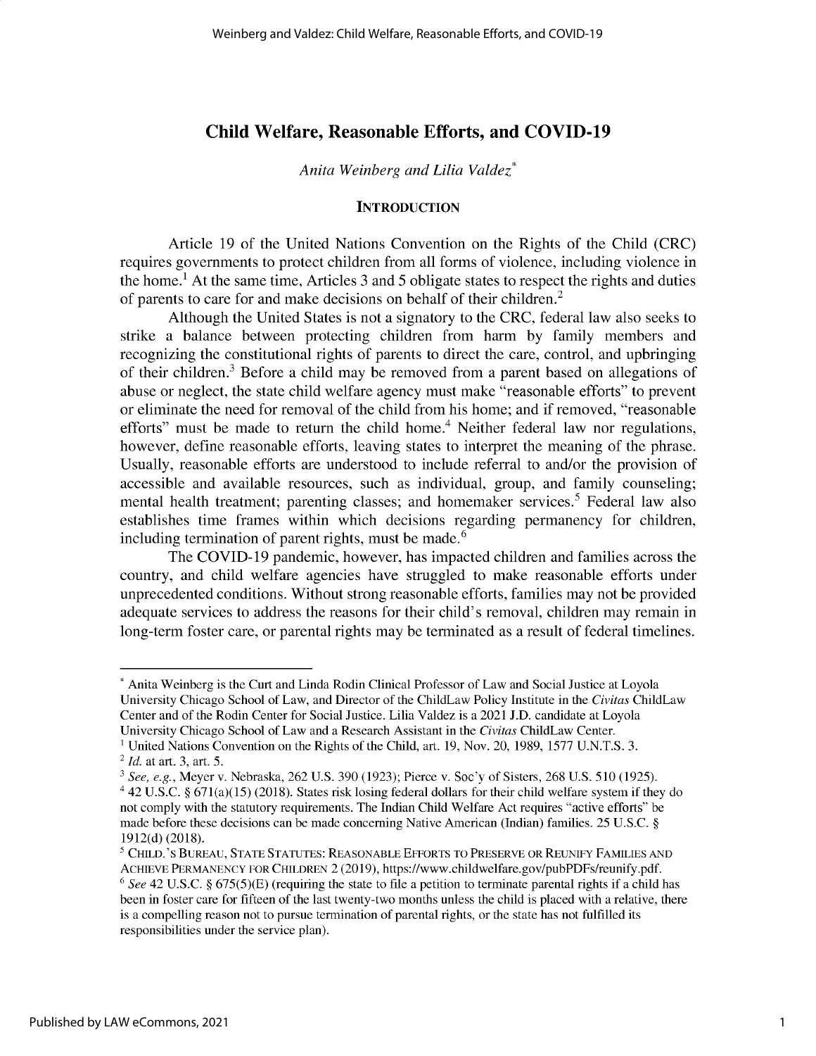# Child Welfare, Reasonable Efforts, and COVID-19

*Anita Weinberg and Lilia Valdez*[*]

## INTRODUCTION

Article 19 of the United Nations Convention on the Rights of the Child (CRC) requires governments to protect children from all forms of violence, including violence in the home.[1] At the same time, Articles 3 and 5 obligate states to respect the rights and duties of parents to care for and make decisions on behalf of their children.[2]

Although the United States is not a signatory to the CRC, federal law also seeks to strike a balance between protecting children from harm by family members and recognizing the constitutional rights of parents to direct the care, control, and upbringing of their children.[3] Before a child may be removed from a parent based on allegations of abuse or neglect, the state child welfare agency must make "reasonable efforts" to prevent or eliminate the need for removal of the child from his home; and if removed, "reasonable efforts" must be made to return the child home.[4] Neither federal law nor regulations, however, define reasonable efforts, leaving states to interpret the meaning of the phrase. Usually, reasonable efforts are understood to include referral to and/or the provision of accessible and available resources, such as individual, group, and family counseling; mental health treatment; parenting classes; and homemaker services.[5] Federal law also establishes time frames within which decisions regarding permanency for children, including termination of parent rights, must be made.[6]

The COVID-19 pandemic, however, has impacted children and families across the country, and child welfare agencies have struggled to make reasonable efforts under unprecedented conditions. Without strong reasonable efforts, families may not be provided adequate services to address the reasons for their child's removal, children may remain in long-term foster care, or parental rights may be terminated as a result of federal timelines.

---

[*] Anita Weinberg is the Curt and Linda Rodin Clinical Professor of Law and Social Justice at Loyola University Chicago School of Law, and Director of the ChildLaw Policy Institute in the *Civitas* ChildLaw Center and of the Rodin Center for Social Justice. Lilia Valdez is a 2021 J.D. candidate at Loyola University Chicago School of Law and a Research Assistant in the *Civitas* ChildLaw Center.

[1] United Nations Convention on the Rights of the Child, art. 19, Nov. 20, 1989, 1577 U.N.T.S. 3.

[2] *Id.* at art. 3, art. 5.

[3] *See, e.g.*, Meyer v. Nebraska, 262 U.S. 390 (1923); Pierce v. Soc'y of Sisters, 268 U.S. 510 (1925).

[4] 42 U.S.C. § 671(a)(15) (2018). States risk losing federal dollars for their child welfare system if they do not comply with the statutory requirements. The Indian Child Welfare Act requires "active efforts" be made before these decisions can be made concerning Native American (Indian) families. 25 U.S.C. § 1912(d) (2018).

[5] CHILD.'S BUREAU, STATE STATUTES: REASONABLE EFFORTS TO PRESERVE OR REUNIFY FAMILIES AND ACHIEVE PERMANENCY FOR CHILDREN 2 (2019), https://www.childwelfare.gov/pubPDFs/reunify.pdf.

[6] *See* 42 U.S.C. § 675(5)(E) (requiring the state to file a petition to terminate parental rights if a child has been in foster care for fifteen of the last twenty-two months unless the child is placed with a relative, there is a compelling reason not to pursue termination of parental rights, or the state has not fulfilled its responsibilities under the service plan).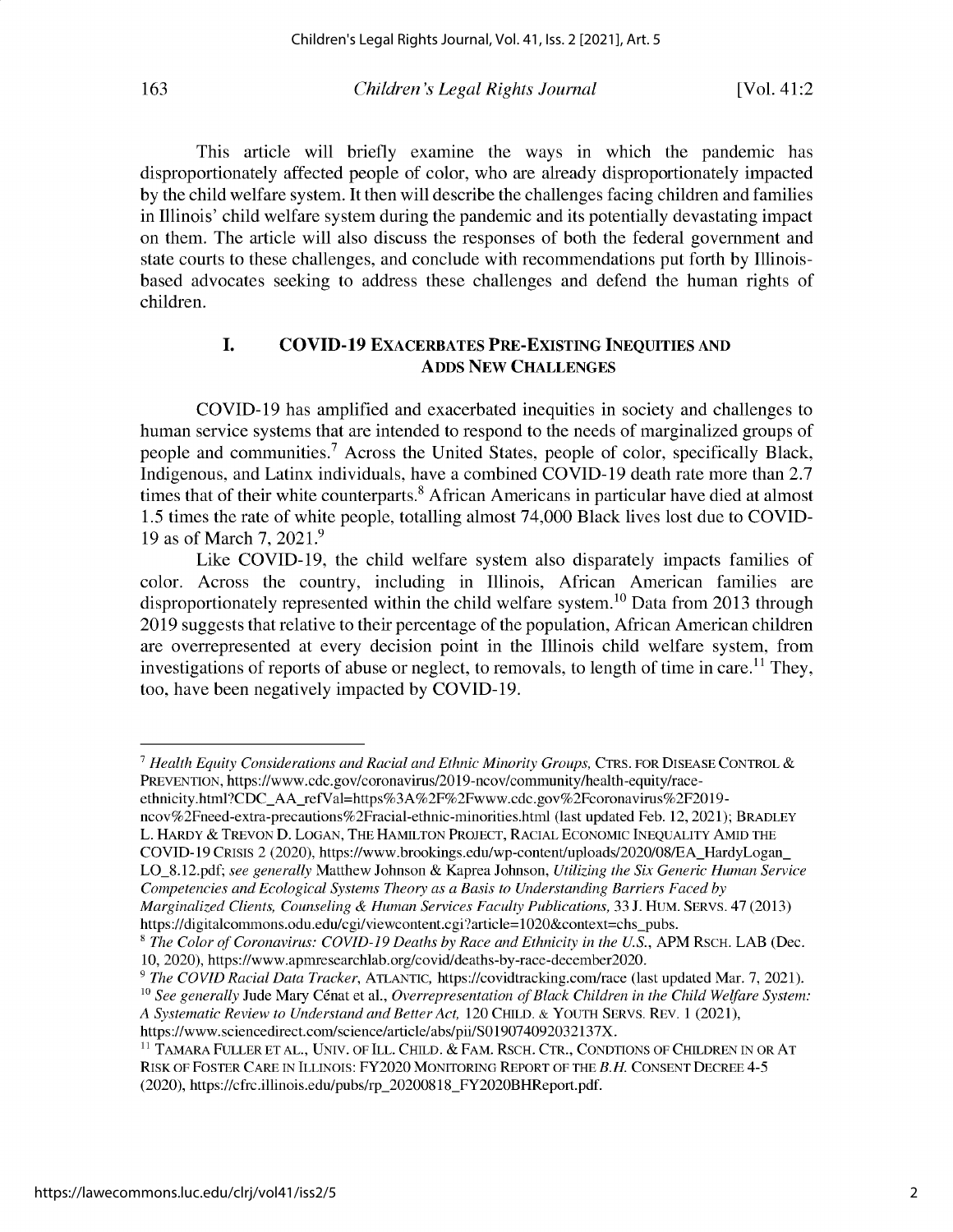This article will briefly examine the ways in which the pandemic has disproportionately affected people of color, who are already disproportionately impacted by the child welfare system. It then will describe the challenges facing children and families in Illinois' child welfare system during the pandemic and its potentially devastating impact on them. The article will also discuss the responses of both the federal government and state courts to these challenges, and conclude with recommendations put forth by Illinois-based advocates seeking to address these challenges and defend the human rights of children.

## I. COVID-19 EXACERBATES PRE-EXISTING INEQUITIES AND ADDS NEW CHALLENGES

COVID-19 has amplified and exacerbated inequities in society and challenges to human service systems that are intended to respond to the needs of marginalized groups of people and communities.[7] Across the United States, people of color, specifically Black, Indigenous, and Latinx individuals, have a combined COVID-19 death rate more than 2.7 times that of their white counterparts.[8] African Americans in particular have died at almost 1.5 times the rate of white people, totalling almost 74,000 Black lives lost due to COVID-19 as of March 7, 2021.[9]

Like COVID-19, the child welfare system also disparately impacts families of color. Across the country, including in Illinois, African American families are disproportionately represented within the child welfare system.[10] Data from 2013 through 2019 suggests that relative to their percentage of the population, African American children are overrepresented at every decision point in the Illinois child welfare system, from investigations of reports of abuse or neglect, to removals, to length of time in care.[11] They, too, have been negatively impacted by COVID-19.

---

[7] *Health Equity Considerations and Racial and Ethnic Minority Groups*, CTRS. FOR DISEASE CONTROL & PREVENTION, https://www.cdc.gov/coronavirus/2019-ncov/community/health-equity/race-ethnicity.html?CDC_AA_refVal=https%3A%2F%2Fwww.cdc.gov%2Fcoronavirus%2F2019-ncov%2Fneed-extra-precautions%2Fracial-ethnic-minorities.html (last updated Feb. 12, 2021); BRADLEY L. HARDY & TREVON D. LOGAN, THE HAMILTON PROJECT, RACIAL ECONOMIC INEQUALITY AMID THE COVID-19 CRISIS 2 (2020), https://www.brookings.edu/wp-content/uploads/2020/08/EA_HardyLogan_LO_8.12.pdf; *see generally* Matthew Johnson & Kaprea Johnson, *Utilizing the Six Generic Human Service Competencies and Ecological Systems Theory as a Basis to Understanding Barriers Faced by Marginalized Clients, Counseling & Human Services Faculty Publications*, 33 J. HUM. SERVS. 47 (2013) https://digitalcommons.odu.edu/cgi/viewcontent.cgi?article=1020&context=chs_pubs.

[8] *The Color of Coronavirus: COVID-19 Deaths by Race and Ethnicity in the U.S.*, APM RSCH. LAB (Dec. 10, 2020), https://www.apmresearchlab.org/covid/deaths-by-race-december2020.

[9] *The COVID Racial Data Tracker*, ATLANTIC, https://covidtracking.com/race (last updated Mar. 7, 2021).

[10] *See generally* Jude Mary Cénat et al., *Overrepresentation of Black Children in the Child Welfare System: A Systematic Review to Understand and Better Act*, 120 CHILD. & YOUTH SERVS. REV. 1 (2021), https://www.sciencedirect.com/science/article/abs/pii/S019074092032137X.

[11] TAMARA FULLER ET AL., UNIV. OF ILL. CHILD. & FAM. RSCH. CTR., CONDTIONS OF CHILDREN IN OR AT RISK OF FOSTER CARE IN ILLINOIS: FY2020 MONITORING REPORT OF THE *B.H.* CONSENT DECREE 4-5 (2020), https://cfrc.illinois.edu/pubs/rp_20200818_FY2020BHReport.pdf.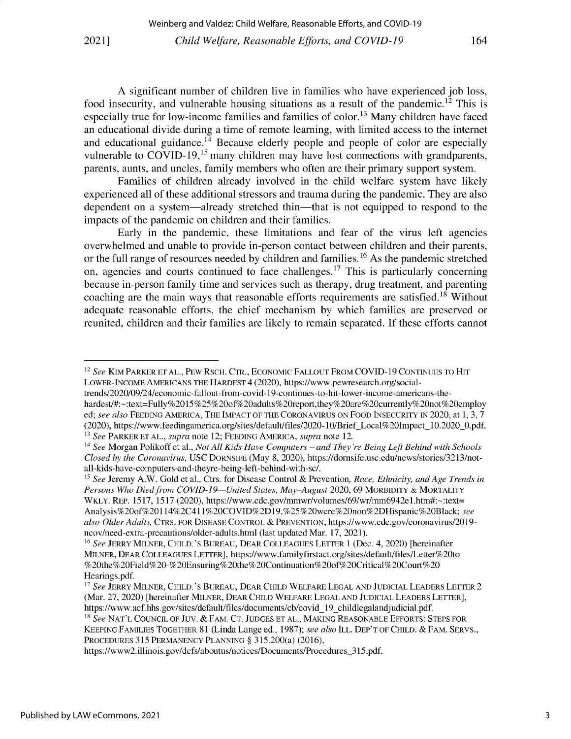A significant number of children live in families who have experienced job loss, food insecurity, and vulnerable housing situations as a result of the pandemic.[12] This is especially true for low-income families and families of color.[13] Many children have faced an educational divide during a time of remote learning, with limited access to the internet and educational guidance.[14] Because elderly people and people of color are especially vulnerable to COVID-19,[15] many children may have lost connections with grandparents, parents, aunts, and uncles, family members who often are their primary support system.

Families of children already involved in the child welfare system have likely experienced all of these additional stressors and trauma during the pandemic. They are also dependent on a system—already stretched thin—that is not equipped to respond to the impacts of the pandemic on children and their families.

Early in the pandemic, these limitations and fear of the virus left agencies overwhelmed and unable to provide in-person contact between children and their parents, or the full range of resources needed by children and families.[16] As the pandemic stretched on, agencies and courts continued to face challenges.[17] This is particularly concerning because in-person family time and services such as therapy, drug treatment, and parenting coaching are the main ways that reasonable efforts requirements are satisfied.[18] Without adequate reasonable efforts, the chief mechanism by which families are preserved or reunited, children and their families are likely to remain separated. If these efforts cannot

---

[12] *See* KIM PARKER ET AL., PEW RSCH. CTR., ECONOMIC FALLOUT FROM COVID-19 CONTINUES TO HIT LOWER-INCOME AMERICANS THE HARDEST 4 (2020), https://www.pewresearch.org/social-trends/2020/09/24/economic-fallout-from-covid-19-continues-to-hit-lower-income-americans-the-hardest/#:~:text=Fully%2015%25%20of%20adults%20report,they%20are%20currently%20not%20employed; *see also* FEEDING AMERICA, THE IMPACT OF THE CORONAVIRUS ON FOOD INSECURITY IN 2020, at 1, 3, 7 (2020), https://www.feedingamerica.org/sites/default/files/2020-10/Brief_Local%20Impact_10.2020_0.pdf.

[13] *See* PARKER ET AL., *supra* note 12; FEEDING AMERICA, *supra* note 12.

[14] *See* Morgan Polikoff et al., *Not All Kids Have Computers – and They're Being Left Behind with Schools Closed by the Coronavirus*, USC DORNSIFE (May 8, 2020), https://dornsife.usc.edu/news/stories/3213/not-all-kids-have-computers-and-theyre-being-left-behind-with-sc/.

[15] *See* Jeremy A.W. Gold et al., Ctrs. for Disease Control & Prevention, *Race, Ethnicity, and Age Trends in Persons Who Died from COVID-19—United States, May–August* 2020, 69 MORBIDITY & MORTALITY WKLY. REP. 1517, 1517 (2020), https://www.cdc.gov/mmwr/volumes/69/wr/mm6942e1.htm#:~:text=Analysis%20of%20114%2C411%20COVID%2D19,%25%20were%20non%2DHispanic%20Black; *see also Older Adults*, CTRS. FOR DISEASE CONTROL & PREVENTION, https://www.cdc.gov/coronavirus/2019-ncov/need-extra-precautions/older-adults.html (last updated Mar. 17, 2021).

[16] *See* JERRY MILNER, CHILD.'S BUREAU, DEAR COLLEAGUES LETTER 1 (Dec. 4, 2020) [hereinafter MILNER, DEAR COLLEAGUES LETTER], https://www.familyfirstact.org/sites/default/files/Letter%20to%20the%20Field%20-%20Ensuring%20the%20Continuation%20of%20Critical%20Court%20Hearings.pdf.

[17] *See* JERRY MILNER, CHILD.'S BUREAU, DEAR CHILD WELFARE LEGAL AND JUDICIAL LEADERS LETTER 2 (Mar. 27, 2020) [hereinafter MILNER, DEAR CHILD WELFARE LEGAL AND JUDICIAL LEADERS LETTER], https://www.acf.hhs.gov/sites/default/files/documents/cb/covid_19_childlegalandjudicial.pdf.

[18] *See* NAT'L COUNCIL OF JUV. & FAM. CT. JUDGES ET AL., MAKING REASONABLE EFFORTS: STEPS FOR KEEPING FAMILIES TOGETHER 81 (Linda Lange ed., 1987); *see also* ILL. DEP'T OF CHILD. & FAM. SERVS., PROCEDURES 315 PERMANENCY PLANNING § 315.200(a) (2016), https://www2.illinois.gov/dcfs/aboutus/notices/Documents/Procedures_315.pdf.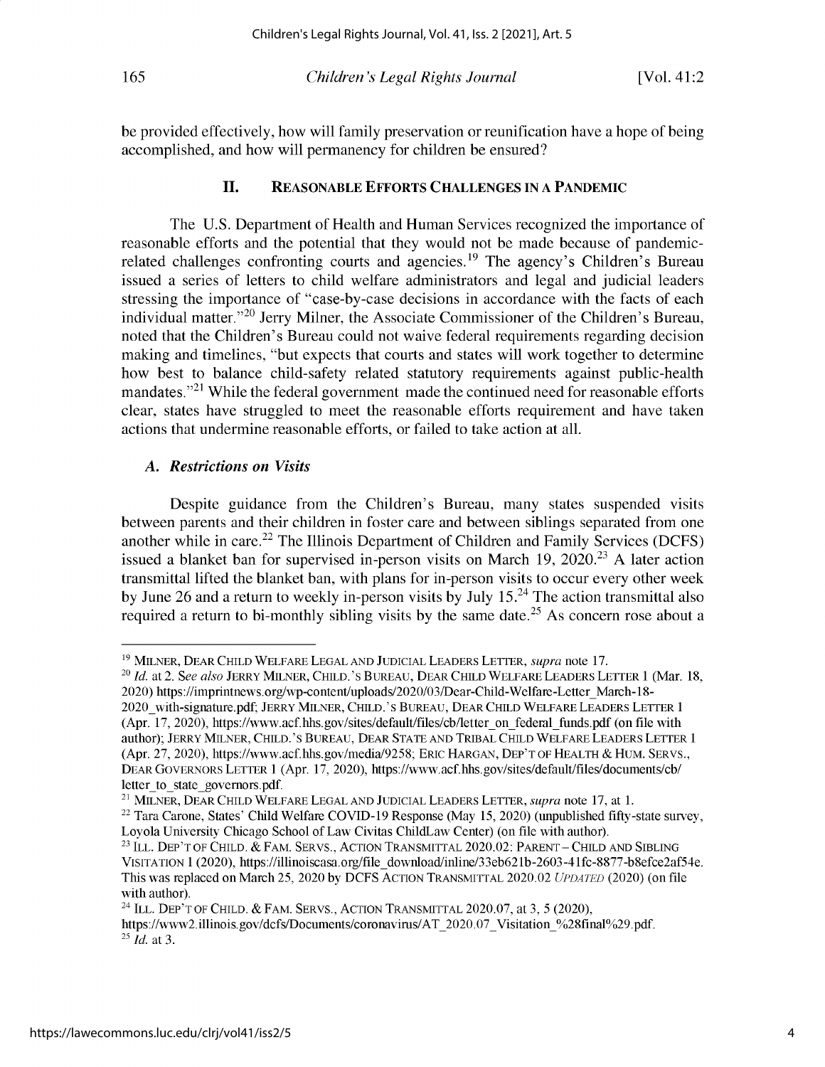be provided effectively, how will family preservation or reunification have a hope of being accomplished, and how will permanency for children be ensured?

## II. Reasonable Efforts Challenges in a Pandemic

The U.S. Department of Health and Human Services recognized the importance of reasonable efforts and the potential that they would not be made because of pandemic-related challenges confronting courts and agencies.[19] The agency's Children's Bureau issued a series of letters to child welfare administrators and legal and judicial leaders stressing the importance of "case-by-case decisions in accordance with the facts of each individual matter."[20] Jerry Milner, the Associate Commissioner of the Children's Bureau, noted that the Children's Bureau could not waive federal requirements regarding decision making and timelines, "but expects that courts and states will work together to determine how best to balance child-safety related statutory requirements against public-health mandates."[21] While the federal government made the continued need for reasonable efforts clear, states have struggled to meet the reasonable efforts requirement and have taken actions that undermine reasonable efforts, or failed to take action at all.

### A. *Restrictions on Visits*

Despite guidance from the Children's Bureau, many states suspended visits between parents and their children in foster care and between siblings separated from one another while in care.[22] The Illinois Department of Children and Family Services (DCFS) issued a blanket ban for supervised in-person visits on March 19, 2020.[23] A later action transmittal lifted the blanket ban, with plans for in-person visits to occur every other week by June 26 and a return to weekly in-person visits by July 15.[24] The action transmittal also required a return to bi-monthly sibling visits by the same date.[25] As concern rose about a

---

[19] Milner, Dear Child Welfare Legal and Judicial Leaders Letter, *supra* note 17.

[20] *Id.* at 2. *See also* Jerry Milner, Child.'s Bureau, Dear Child Welfare Leaders Letter 1 (Mar. 18, 2020) https://imprintnews.org/wp-content/uploads/2020/03/Dear-Child-Welfare-Letter_March-18-2020_with-signature.pdf; Jerry Milner, Child.'s Bureau, Dear Child Welfare Leaders Letter 1 (Apr. 17, 2020), https://www.acf.hhs.gov/sites/default/files/cb/letter_on_federal_funds.pdf (on file with author); Jerry Milner, Child.'s Bureau, Dear State and Tribal Child Welfare Leaders Letter 1 (Apr. 27, 2020), https://www.acf.hhs.gov/media/9258; Eric Hargan, Dep't of Health & Hum. Servs., Dear Governors Letter 1 (Apr. 17, 2020), https://www.acf.hhs.gov/sites/default/files/documents/cb/letter_to_state_governors.pdf.

[21] Milner, Dear Child Welfare Legal and Judicial Leaders Letter, *supra* note 17, at 1.

[22] Tara Carone, States' Child Welfare COVID-19 Response (May 15, 2020) (unpublished fifty-state survey, Loyola University Chicago School of Law Civitas ChildLaw Center) (on file with author).

[23] Ill. Dep't of Child. & Fam. Servs., Action Transmittal 2020.02: Parent – Child and Sibling Visitation 1 (2020), https://illinoiscasa.org/file_download/inline/33eb621b-2603-41fc-8877-b8efce2af54e. This was replaced on March 25, 2020 by DCFS Action Transmittal 2020.02 *Updated* (2020) (on file with author).

[24] Ill. Dep't of Child. & Fam. Servs., Action Transmittal 2020.07, at 3, 5 (2020), https://www2.illinois.gov/dcfs/Documents/coronavirus/AT_2020.07_Visitation_%28final%29.pdf.

[25] *Id.* at 3.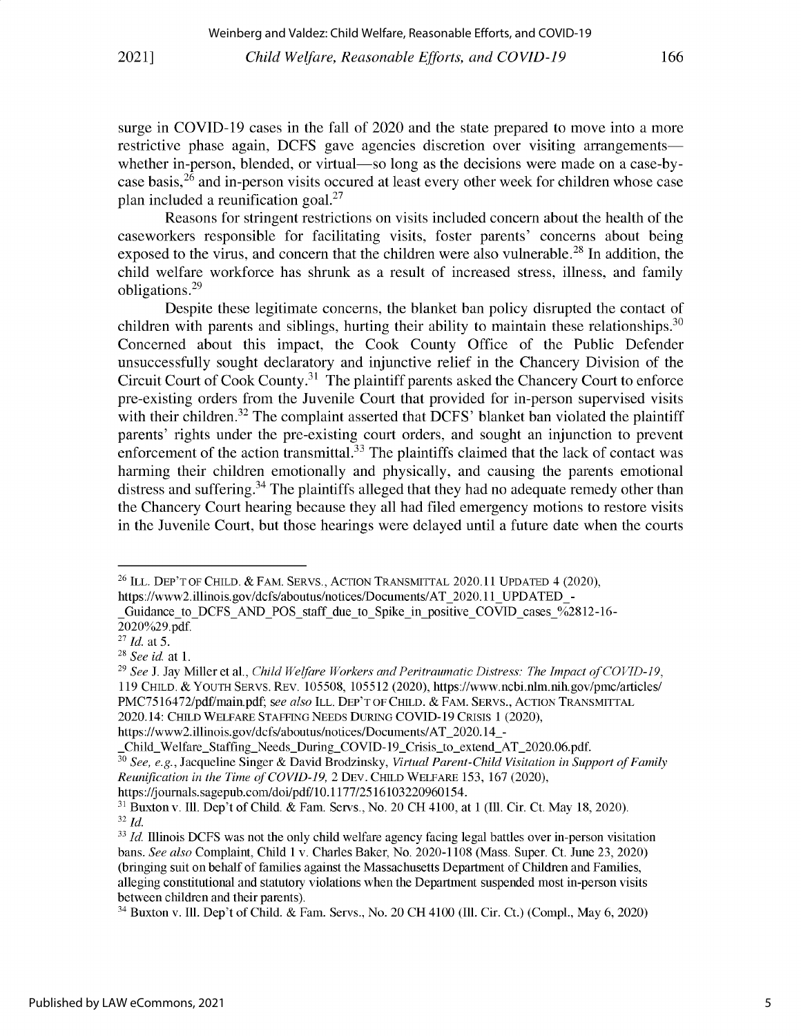surge in COVID-19 cases in the fall of 2020 and the state prepared to move into a more restrictive phase again, DCFS gave agencies discretion over visiting arrangements—whether in-person, blended, or virtual—so long as the decisions were made on a case-by-case basis,[26] and in-person visits occured at least every other week for children whose case plan included a reunification goal.[27]

Reasons for stringent restrictions on visits included concern about the health of the caseworkers responsible for facilitating visits, foster parents' concerns about being exposed to the virus, and concern that the children were also vulnerable.[28] In addition, the child welfare workforce has shrunk as a result of increased stress, illness, and family obligations.[29]

Despite these legitimate concerns, the blanket ban policy disrupted the contact of children with parents and siblings, hurting their ability to maintain these relationships.[30] Concerned about this impact, the Cook County Office of the Public Defender unsuccessfully sought declaratory and injunctive relief in the Chancery Division of the Circuit Court of Cook County.[31] The plaintiff parents asked the Chancery Court to enforce pre-existing orders from the Juvenile Court that provided for in-person supervised visits with their children.[32] The complaint asserted that DCFS' blanket ban violated the plaintiff parents' rights under the pre-existing court orders, and sought an injunction to prevent enforcement of the action transmittal.[33] The plaintiffs claimed that the lack of contact was harming their children emotionally and physically, and causing the parents emotional distress and suffering.[34] The plaintiffs alleged that they had no adequate remedy other than the Chancery Court hearing because they all had filed emergency motions to restore visits in the Juvenile Court, but those hearings were delayed until a future date when the courts

---

[26] ILL. DEP'T OF CHILD. & FAM. SERVS., ACTION TRANSMITTAL 2020.11 UPDATED 4 (2020), https://www2.illinois.gov/dcfs/aboutus/notices/Documents/AT_2020.11_UPDATED_-_Guidance_to_DCFS_AND_POS_staff_due_to_Spike_in_positive_COVID_cases_%2812-16-2020%29.pdf.

[27] *Id.* at 5.

[28] *See id.* at 1.

[29] *See* J. Jay Miller et al., *Child Welfare Workers and Peritraumatic Distress: The Impact of COVID-19*, 119 CHILD. & YOUTH SERVS. REV. 105508, 105512 (2020), https://www.ncbi.nlm.nih.gov/pmc/articles/PMC7516472/pdf/main.pdf; *see also* ILL. DEP'T OF CHILD. & FAM. SERVS., ACTION TRANSMITTAL 2020.14: CHILD WELFARE STAFFING NEEDS DURING COVID-19 CRISIS 1 (2020), https://www2.illinois.gov/dcfs/aboutus/notices/Documents/AT_2020.14_-_Child_Welfare_Staffing_Needs_During_COVID-19_Crisis_to_extend_AT_2020.06.pdf.

[30] *See, e.g.*, Jacqueline Singer & David Brodzinsky, *Virtual Parent-Child Visitation in Support of Family Reunification in the Time of COVID-19*, 2 DEV. CHILD WELFARE 153, 167 (2020), https://journals.sagepub.com/doi/pdf/10.1177/2516103220960154.

[31] Buxton v. Ill. Dep't of Child. & Fam. Servs., No. 20 CH 4100, at 1 (Ill. Cir. Ct. May 18, 2020).

[32] *Id.*

[33] *Id.* Illinois DCFS was not the only child welfare agency facing legal battles over in-person visitation bans. *See also* Complaint, Child 1 v. Charles Baker, No. 2020-1108 (Mass. Super. Ct. June 23, 2020) (bringing suit on behalf of families against the Massachusetts Department of Children and Families, alleging constitutional and statutory violations when the Department suspended most in-person visits between children and their parents).

[34] Buxton v. Ill. Dep't of Child. & Fam. Servs., No. 20 CH 4100 (Ill. Cir. Ct.) (Compl., May 6, 2020)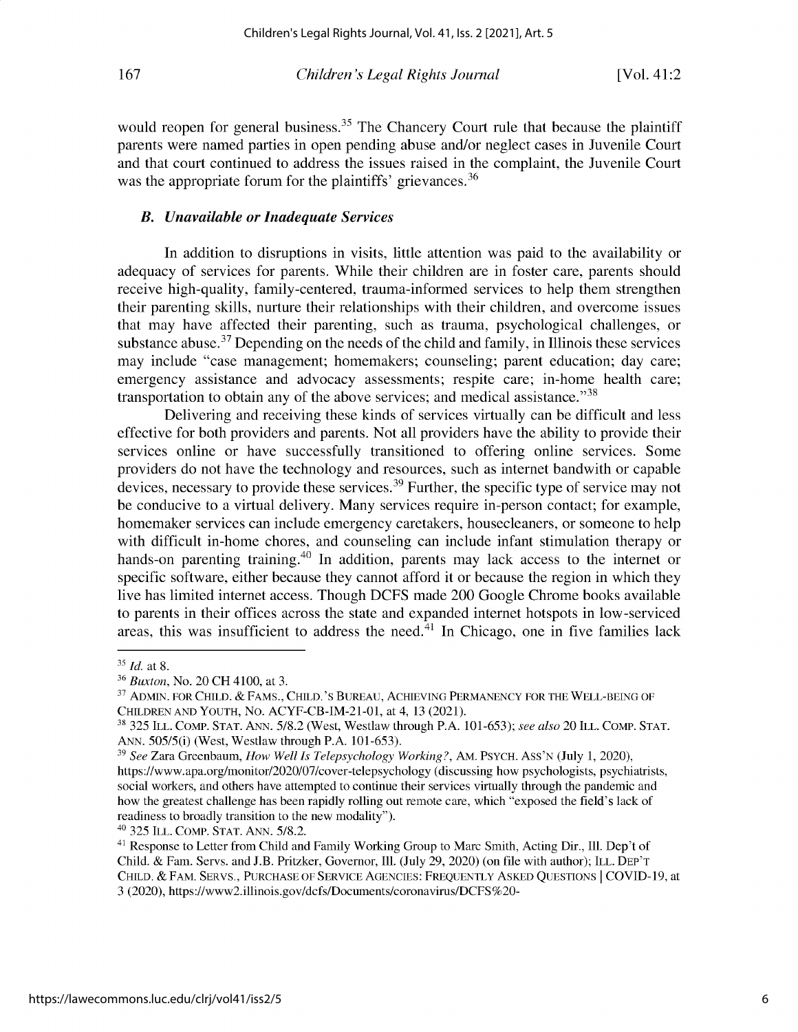would reopen for general business.[35] The Chancery Court rule that because the plaintiff parents were named parties in open pending abuse and/or neglect cases in Juvenile Court and that court continued to address the issues raised in the complaint, the Juvenile Court was the appropriate forum for the plaintiffs' grievances.[36]

### *B. Unavailable or Inadequate Services*

In addition to disruptions in visits, little attention was paid to the availability or adequacy of services for parents. While their children are in foster care, parents should receive high-quality, family-centered, trauma-informed services to help them strengthen their parenting skills, nurture their relationships with their children, and overcome issues that may have affected their parenting, such as trauma, psychological challenges, or substance abuse.[37] Depending on the needs of the child and family, in Illinois these services may include "case management; homemakers; counseling; parent education; day care; emergency assistance and advocacy assessments; respite care; in-home health care; transportation to obtain any of the above services; and medical assistance."[38]

Delivering and receiving these kinds of services virtually can be difficult and less effective for both providers and parents. Not all providers have the ability to provide their services online or have successfully transitioned to offering online services. Some providers do not have the technology and resources, such as internet bandwith or capable devices, necessary to provide these services.[39] Further, the specific type of service may not be conducive to a virtual delivery. Many services require in-person contact; for example, homemaker services can include emergency caretakers, housecleaners, or someone to help with difficult in-home chores, and counseling can include infant stimulation therapy or hands-on parenting training.[40] In addition, parents may lack access to the internet or specific software, either because they cannot afford it or because the region in which they live has limited internet access. Though DCFS made 200 Google Chrome books available to parents in their offices across the state and expanded internet hotspots in low-serviced areas, this was insufficient to address the need.[41] In Chicago, one in five families lack

---

[35] *Id.* at 8.

[36] *Buxton*, No. 20 CH 4100, at 3.

[37] ADMIN. FOR CHILD. & FAMS., CHILD.'S BUREAU, ACHIEVING PERMANENCY FOR THE WELL-BEING OF CHILDREN AND YOUTH, NO. ACYF-CB-IM-21-01, at 4, 13 (2021).

[38] 325 ILL. COMP. STAT. ANN. 5/8.2 (West, Westlaw through P.A. 101-653); *see also* 20 ILL. COMP. STAT. ANN. 505/5(i) (West, Westlaw through P.A. 101-653).

[39] *See* Zara Greenbaum, *How Well Is Telepsychology Working?*, AM. PSYCH. ASS'N (July 1, 2020), https://www.apa.org/monitor/2020/07/cover-telepsychology (discussing how psychologists, psychiatrists, social workers, and others have attempted to continue their services virtually through the pandemic and how the greatest challenge has been rapidly rolling out remote care, which "exposed the field's lack of readiness to broadly transition to the new modality").

[40] 325 ILL. COMP. STAT. ANN. 5/8.2.

[41] Response to Letter from Child and Family Working Group to Marc Smith, Acting Dir., Ill. Dep't of Child. & Fam. Servs. and J.B. Pritzker, Governor, Ill. (July 29, 2020) (on file with author); ILL. DEP'T CHILD. & FAM. SERVS., PURCHASE OF SERVICE AGENCIES: FREQUENTLY ASKED QUESTIONS | COVID-19, at 3 (2020), https://www2.illinois.gov/dcfs/Documents/coronavirus/DCFS%20-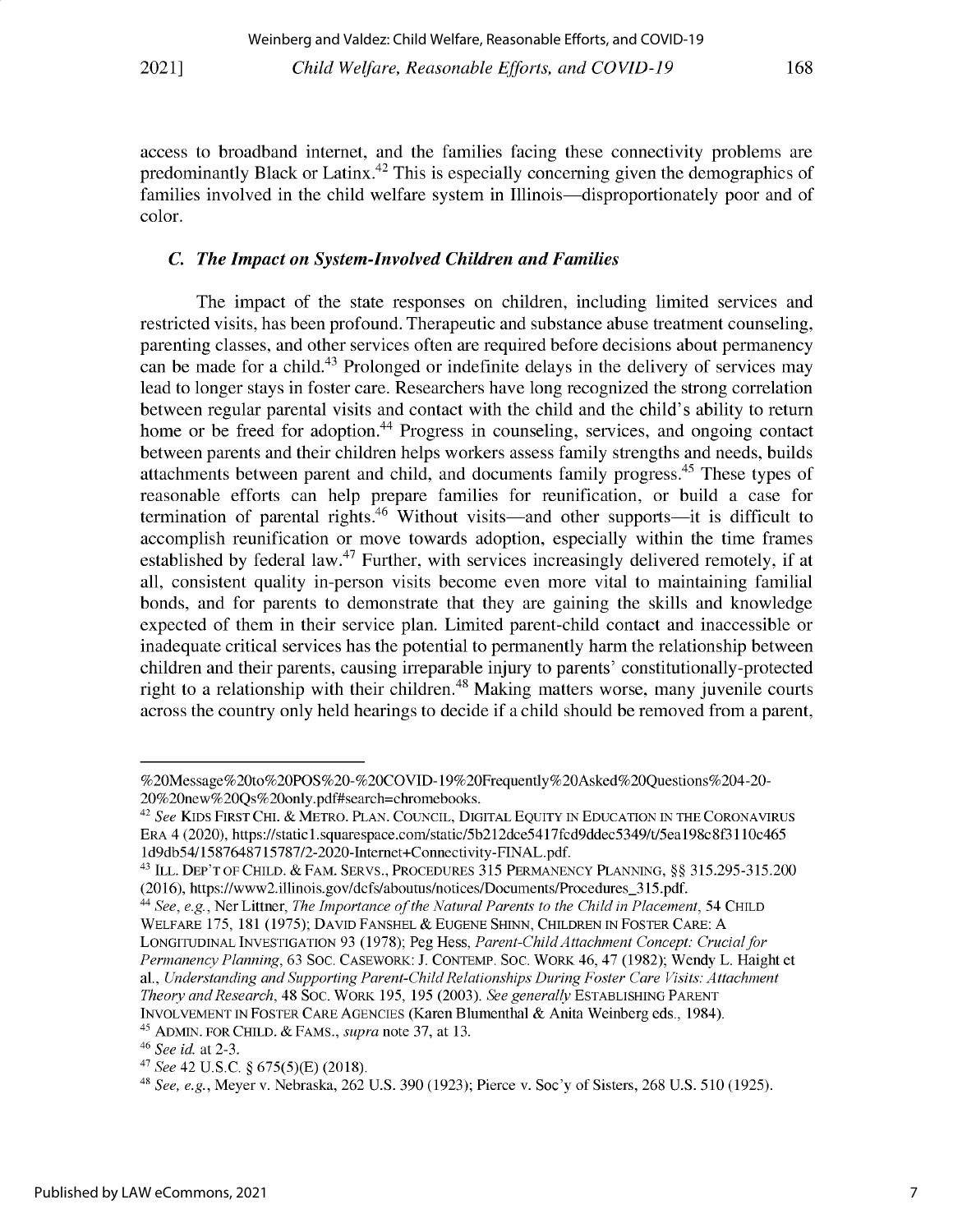access to broadband internet, and the families facing these connectivity problems are predominantly Black or Latinx.[42] This is especially concerning given the demographics of families involved in the child welfare system in Illinois—disproportionately poor and of color.

### C. The Impact on System-Involved Children and Families

The impact of the state responses on children, including limited services and restricted visits, has been profound. Therapeutic and substance abuse treatment counseling, parenting classes, and other services often are required before decisions about permanency can be made for a child.[43] Prolonged or indefinite delays in the delivery of services may lead to longer stays in foster care. Researchers have long recognized the strong correlation between regular parental visits and contact with the child and the child's ability to return home or be freed for adoption.[44] Progress in counseling, services, and ongoing contact between parents and their children helps workers assess family strengths and needs, builds attachments between parent and child, and documents family progress.[45] These types of reasonable efforts can help prepare families for reunification, or build a case for termination of parental rights.[46] Without visits—and other supports—it is difficult to accomplish reunification or move towards adoption, especially within the time frames established by federal law.[47] Further, with services increasingly delivered remotely, if at all, consistent quality in-person visits become even more vital to maintaining familial bonds, and for parents to demonstrate that they are gaining the skills and knowledge expected of them in their service plan. Limited parent-child contact and inaccessible or inadequate critical services has the potential to permanently harm the relationship between children and their parents, causing irreparable injury to parents' constitutionally-protected right to a relationship with their children.[48] Making matters worse, many juvenile courts across the country only held hearings to decide if a child should be removed from a parent,

---

%20Message%20to%20POS%20-%20COVID-19%20Frequently%20Asked%20Questions%204-20-20%20new%20Qs%20only.pdf#search=chromebooks.

[42] *See* KIDS FIRST CHI. & METRO. PLAN. COUNCIL, DIGITAL EQUITY IN EDUCATION IN THE CORONAVIRUS ERA 4 (2020), https://static1.squarespace.com/static/5b212dce5417fcd9ddec5349/t/5ea198c8f3110c4651d9db54/1587648715787/2-2020-Internet+Connectivity-FINAL.pdf.

[43] ILL. DEP'T OF CHILD. & FAM. SERVS., PROCEDURES 315 PERMANENCY PLANNING, §§ 315.295-315.200 (2016), https://www2.illinois.gov/dcfs/aboutus/notices/Documents/Procedures_315.pdf.

[44] *See, e.g.*, Ner Littner, *The Importance of the Natural Parents to the Child in Placement*, 54 CHILD WELFARE 175, 181 (1975); DAVID FANSHEL & EUGENE SHINN, CHILDREN IN FOSTER CARE: A LONGITUDINAL INVESTIGATION 93 (1978); Peg Hess, *Parent-Child Attachment Concept: Crucial for Permanency Planning*, 63 SOC. CASEWORK: J. CONTEMP. SOC. WORK 46, 47 (1982); Wendy L. Haight et al., *Understanding and Supporting Parent-Child Relationships During Foster Care Visits: Attachment Theory and Research*, 48 SOC. WORK 195, 195 (2003). *See generally* ESTABLISHING PARENT INVOLVEMENT IN FOSTER CARE AGENCIES (Karen Blumenthal & Anita Weinberg eds., 1984).

[45] ADMIN. FOR CHILD. & FAMS., *supra* note 37, at 13.

[46] *See id.* at 2-3.

[47] *See* 42 U.S.C. § 675(5)(E) (2018).

[48] *See, e.g.*, Meyer v. Nebraska, 262 U.S. 390 (1923); Pierce v. Soc'y of Sisters, 268 U.S. 510 (1925).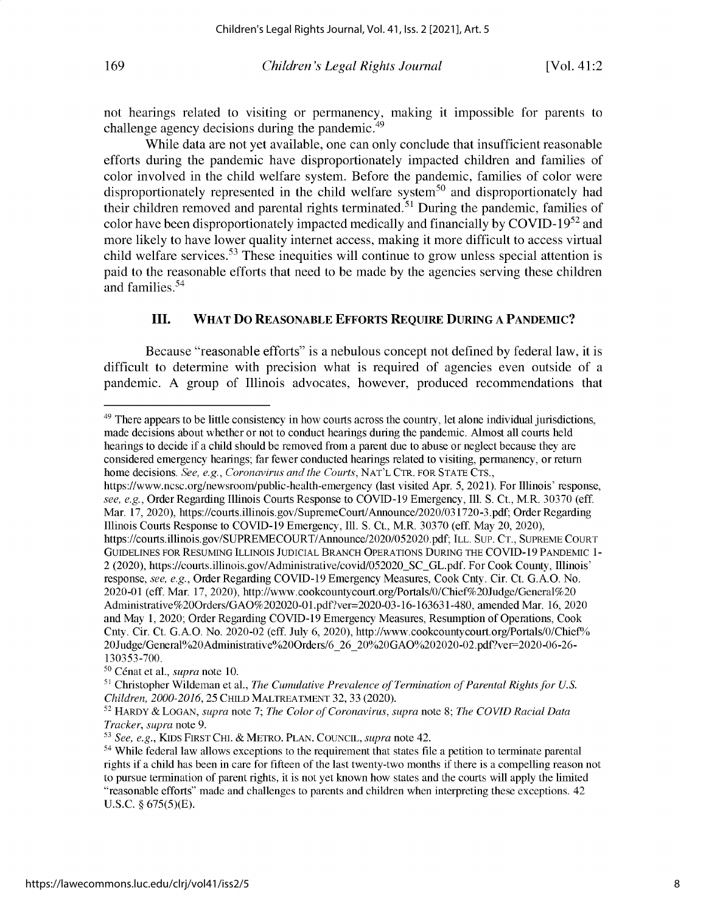not hearings related to visiting or permanency, making it impossible for parents to challenge agency decisions during the pandemic.[49]

While data are not yet available, one can only conclude that insufficient reasonable efforts during the pandemic have disproportionately impacted children and families of color involved in the child welfare system. Before the pandemic, families of color were disproportionately represented in the child welfare system[50] and disproportionately had their children removed and parental rights terminated.[51] During the pandemic, families of color have been disproportionately impacted medically and financially by COVID-19[52] and more likely to have lower quality internet access, making it more difficult to access virtual child welfare services.[53] These inequities will continue to grow unless special attention is paid to the reasonable efforts that need to be made by the agencies serving these children and families.[54]

## III. WHAT DO REASONABLE EFFORTS REQUIRE DURING A PANDEMIC?

Because "reasonable efforts" is a nebulous concept not defined by federal law, it is difficult to determine with precision what is required of agencies even outside of a pandemic. A group of Illinois advocates, however, produced recommendations that

---

[49] There appears to be little consistency in how courts across the country, let alone individual jurisdictions, made decisions about whether or not to conduct hearings during the pandemic. Almost all courts held hearings to decide if a child should be removed from a parent due to abuse or neglect because they are considered emergency hearings; far fewer conducted hearings related to visiting, permanency, or return home decisions. *See, e.g.*, *Coronavirus and the Courts*, NAT'L CTR. FOR STATE CTS., https://www.ncsc.org/newsroom/public-health-emergency (last visited Apr. 5, 2021). For Illinois' response, *see, e.g.*, Order Regarding Illinois Courts Response to COVID-19 Emergency, Ill. S. Ct., M.R. 30370 (eff. Mar. 17, 2020), https://courts.illinois.gov/SupremeCourt/Announce/2020/031720-3.pdf; Order Regarding Illinois Courts Response to COVID-19 Emergency, Ill. S. Ct., M.R. 30370 (eff. May 20, 2020), https://courts.illinois.gov/SUPREMECOURT/Announce/2020/052020.pdf; ILL. SUP. CT., SUPREME COURT GUIDELINES FOR RESUMING ILLINOIS JUDICIAL BRANCH OPERATIONS DURING THE COVID-19 PANDEMIC 1-2 (2020), https://courts.illinois.gov/Administrative/covid/052020_SC_GL.pdf. For Cook County, Illinois' response, *see, e.g.*, Order Regarding COVID-19 Emergency Measures, Cook Cnty. Cir. Ct. G.A.O. No. 2020-01 (eff. Mar. 17, 2020), http://www.cookcountycourt.org/Portals/0/Chief%20Judge/General%20Administrative%20Orders/GAO%202020-01.pdf?ver=2020-03-16-163631-480, amended Mar. 16, 2020 and May 1, 2020; Order Regarding COVID-19 Emergency Measures, Resumption of Operations, Cook Cnty. Cir. Ct. G.A.O. No. 2020-02 (eff. July 6, 2020), http://www.cookcountycourt.org/Portals/0/Chief%20Judge/General%20Administrative%20Orders/6_26_20%20GAO%202020-02.pdf?ver=2020-06-26-130353-700.

[50] Cénat et al., *supra* note 10.

[51] Christopher Wildeman et al., *The Cumulative Prevalence of Termination of Parental Rights for U.S. Children, 2000-2016*, 25 CHILD MALTREATMENT 32, 33 (2020).

[52] HARDY & LOGAN, *supra* note 7; *The Color of Coronavirus*, *supra* note 8; *The COVID Racial Data Tracker*, *supra* note 9.

[53] *See, e.g.*, KIDS FIRST CHI. & METRO. PLAN. COUNCIL, *supra* note 42.

[54] While federal law allows exceptions to the requirement that states file a petition to terminate parental rights if a child has been in care for fifteen of the last twenty-two months if there is a compelling reason not to pursue termination of parent rights, it is not yet known how states and the courts will apply the limited "reasonable efforts" made and challenges to parents and children when interpreting these exceptions. 42 U.S.C. § 675(5)(E).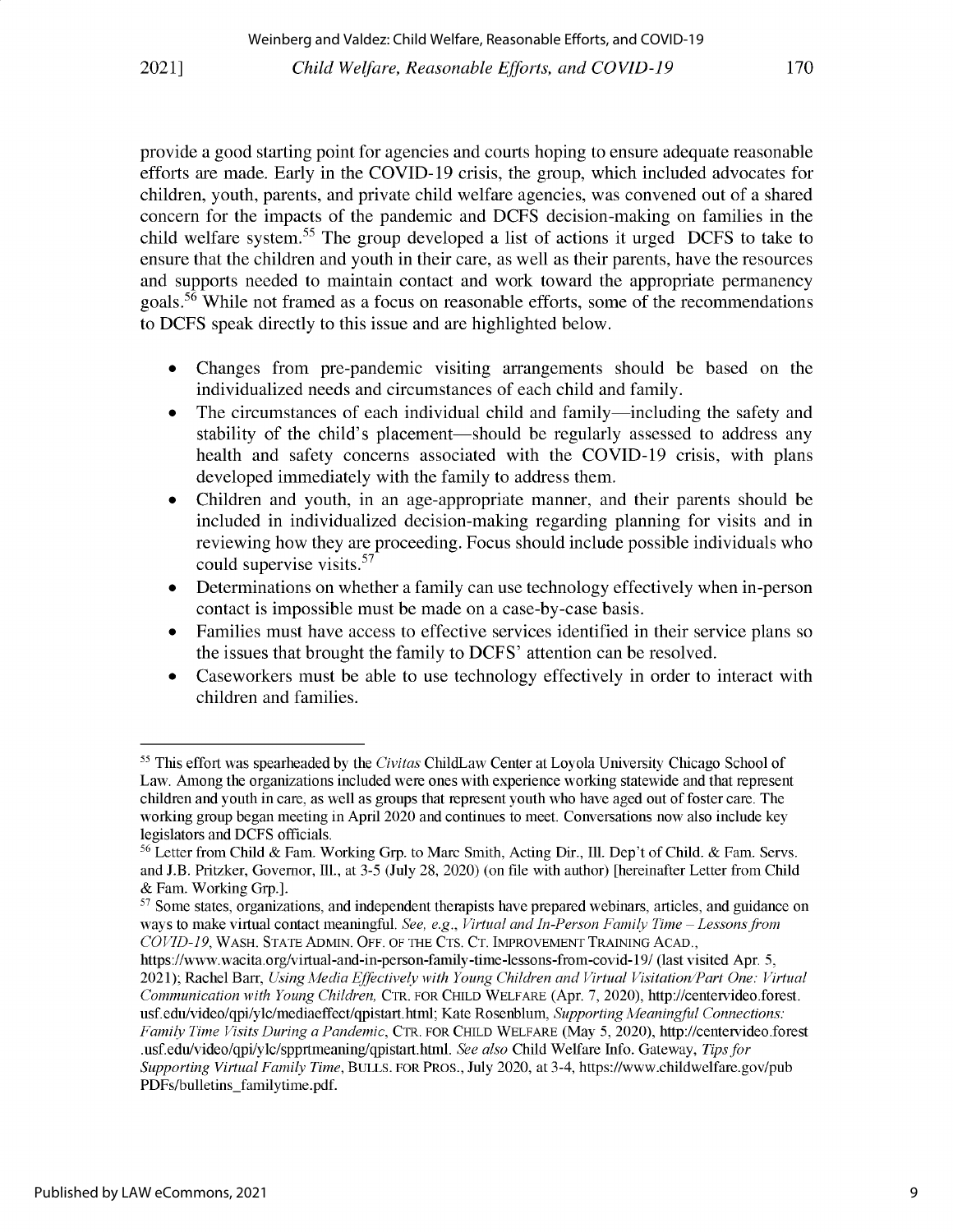provide a good starting point for agencies and courts hoping to ensure adequate reasonable efforts are made. Early in the COVID-19 crisis, the group, which included advocates for children, youth, parents, and private child welfare agencies, was convened out of a shared concern for the impacts of the pandemic and DCFS decision-making on families in the child welfare system.[55] The group developed a list of actions it urged DCFS to take to ensure that the children and youth in their care, as well as their parents, have the resources and supports needed to maintain contact and work toward the appropriate permanency goals.[56] While not framed as a focus on reasonable efforts, some of the recommendations to DCFS speak directly to this issue and are highlighted below.

- Changes from pre-pandemic visiting arrangements should be based on the individualized needs and circumstances of each child and family.
- The circumstances of each individual child and family—including the safety and stability of the child's placement—should be regularly assessed to address any health and safety concerns associated with the COVID-19 crisis, with plans developed immediately with the family to address them.
- Children and youth, in an age-appropriate manner, and their parents should be included in individualized decision-making regarding planning for visits and in reviewing how they are proceeding. Focus should include possible individuals who could supervise visits.[57]
- Determinations on whether a family can use technology effectively when in-person contact is impossible must be made on a case-by-case basis.
- Families must have access to effective services identified in their service plans so the issues that brought the family to DCFS' attention can be resolved.
- Caseworkers must be able to use technology effectively in order to interact with children and families.

---

[55] This effort was spearheaded by the *Civitas* ChildLaw Center at Loyola University Chicago School of Law. Among the organizations included were ones with experience working statewide and that represent children and youth in care, as well as groups that represent youth who have aged out of foster care. The working group began meeting in April 2020 and continues to meet. Conversations now also include key legislators and DCFS officials.

[56] Letter from Child & Fam. Working Grp. to Marc Smith, Acting Dir., Ill. Dep't of Child. & Fam. Servs. and J.B. Pritzker, Governor, Ill., at 3-5 (July 28, 2020) (on file with author) [hereinafter Letter from Child & Fam. Working Grp.].

[57] Some states, organizations, and independent therapists have prepared webinars, articles, and guidance on ways to make virtual contact meaningful. *See, e.g.*, *Virtual and In-Person Family Time – Lessons from COVID-19*, WASH. STATE ADMIN. OFF. OF THE CTS. CT. IMPROVEMENT TRAINING ACAD., https://www.wacita.org/virtual-and-in-person-family-time-lessons-from-covid-19/ (last visited Apr. 5, 2021); Rachel Barr, *Using Media Effectively with Young Children and Virtual Visitation/Part One: Virtual Communication with Young Children*, CTR. FOR CHILD WELFARE (Apr. 7, 2020), http://centervideo.forest.usf.edu/video/qpi/ylc/mediaeffect/qpistart.html; Kate Rosenblum, *Supporting Meaningful Connections: Family Time Visits During a Pandemic*, CTR. FOR CHILD WELFARE (May 5, 2020), http://centervideo.forest.usf.edu/video/qpi/ylc/spprtmeaning/qpistart.html. *See also* Child Welfare Info. Gateway, *Tips for Supporting Virtual Family Time*, BULLS. FOR PROS., July 2020, at 3-4, https://www.childwelfare.gov/pubPDFs/bulletins_familytime.pdf.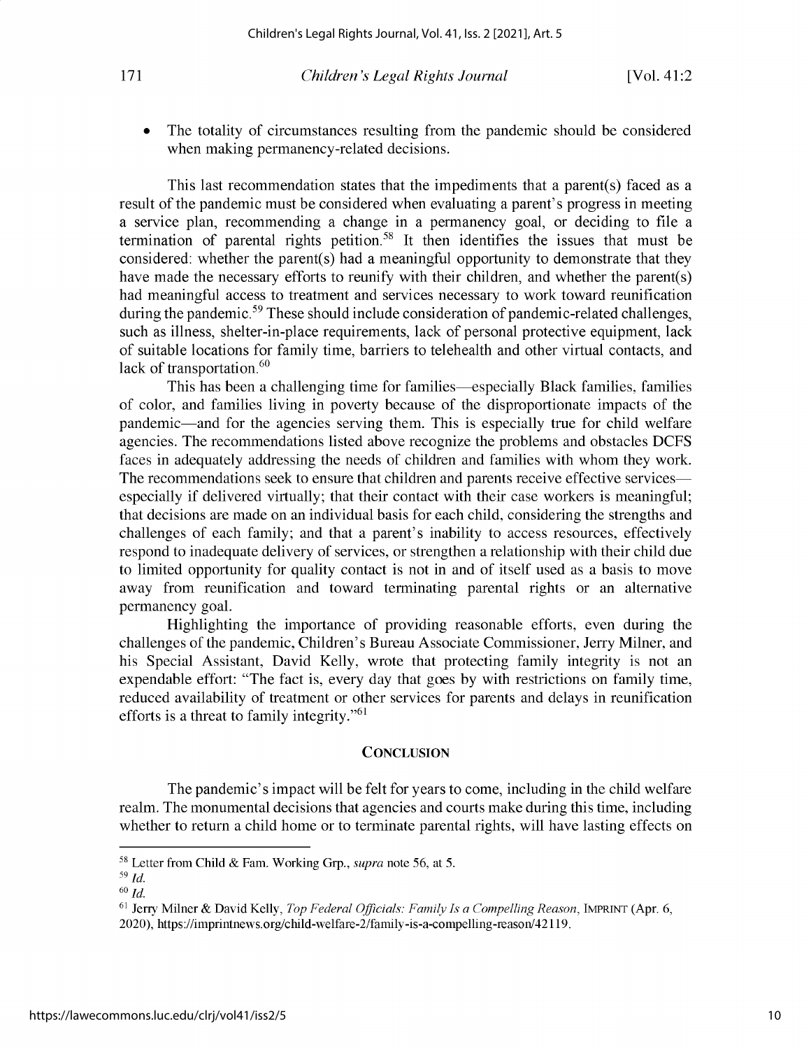- The totality of circumstances resulting from the pandemic should be considered when making permanency-related decisions.

This last recommendation states that the impediments that a parent(s) faced as a result of the pandemic must be considered when evaluating a parent's progress in meeting a service plan, recommending a change in a permanency goal, or deciding to file a termination of parental rights petition.[58] It then identifies the issues that must be considered: whether the parent(s) had a meaningful opportunity to demonstrate that they have made the necessary efforts to reunify with their children, and whether the parent(s) had meaningful access to treatment and services necessary to work toward reunification during the pandemic.[59] These should include consideration of pandemic-related challenges, such as illness, shelter-in-place requirements, lack of personal protective equipment, lack of suitable locations for family time, barriers to telehealth and other virtual contacts, and lack of transportation.[60]

This has been a challenging time for families—especially Black families, families of color, and families living in poverty because of the disproportionate impacts of the pandemic—and for the agencies serving them. This is especially true for child welfare agencies. The recommendations listed above recognize the problems and obstacles DCFS faces in adequately addressing the needs of children and families with whom they work. The recommendations seek to ensure that children and parents receive effective services—especially if delivered virtually; that their contact with their case workers is meaningful; that decisions are made on an individual basis for each child, considering the strengths and challenges of each family; and that a parent's inability to access resources, effectively respond to inadequate delivery of services, or strengthen a relationship with their child due to limited opportunity for quality contact is not in and of itself used as a basis to move away from reunification and toward terminating parental rights or an alternative permanency goal.

Highlighting the importance of providing reasonable efforts, even during the challenges of the pandemic, Children's Bureau Associate Commissioner, Jerry Milner, and his Special Assistant, David Kelly, wrote that protecting family integrity is not an expendable effort: "The fact is, every day that goes by with restrictions on family time, reduced availability of treatment or other services for parents and delays in reunification efforts is a threat to family integrity."[61]

## CONCLUSION

The pandemic's impact will be felt for years to come, including in the child welfare realm. The monumental decisions that agencies and courts make during this time, including whether to return a child home or to terminate parental rights, will have lasting effects on

---

[58] Letter from Child & Fam. Working Grp., *supra* note 56, at 5.

[59] *Id.*

[60] *Id.*

[61] Jerry Milner & David Kelly, *Top Federal Officials: Family Is a Compelling Reason*, IMPRINT (Apr. 6, 2020), https://imprintnews.org/child-welfare-2/family-is-a-compelling-reason/42119.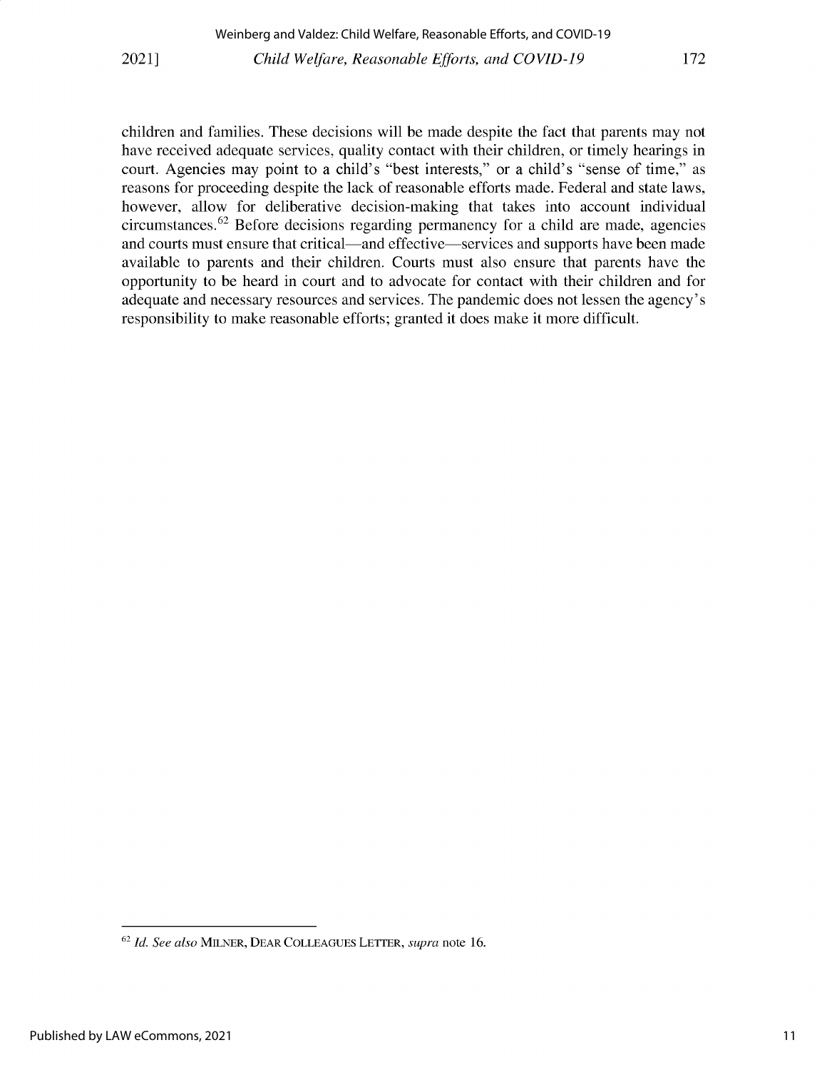children and families. These decisions will be made despite the fact that parents may not have received adequate services, quality contact with their children, or timely hearings in court. Agencies may point to a child's "best interests," or a child's "sense of time," as reasons for proceeding despite the lack of reasonable efforts made. Federal and state laws, however, allow for deliberative decision-making that takes into account individual circumstances.[62] Before decisions regarding permanency for a child are made, agencies and courts must ensure that critical—and effective—services and supports have been made available to parents and their children. Courts must also ensure that parents have the opportunity to be heard in court and to advocate for contact with their children and for adequate and necessary resources and services. The pandemic does not lessen the agency's responsibility to make reasonable efforts; granted it does make it more difficult.

---

[62] *Id. See also* MILNER, DEAR COLLEAGUES LETTER, *supra* note 16.